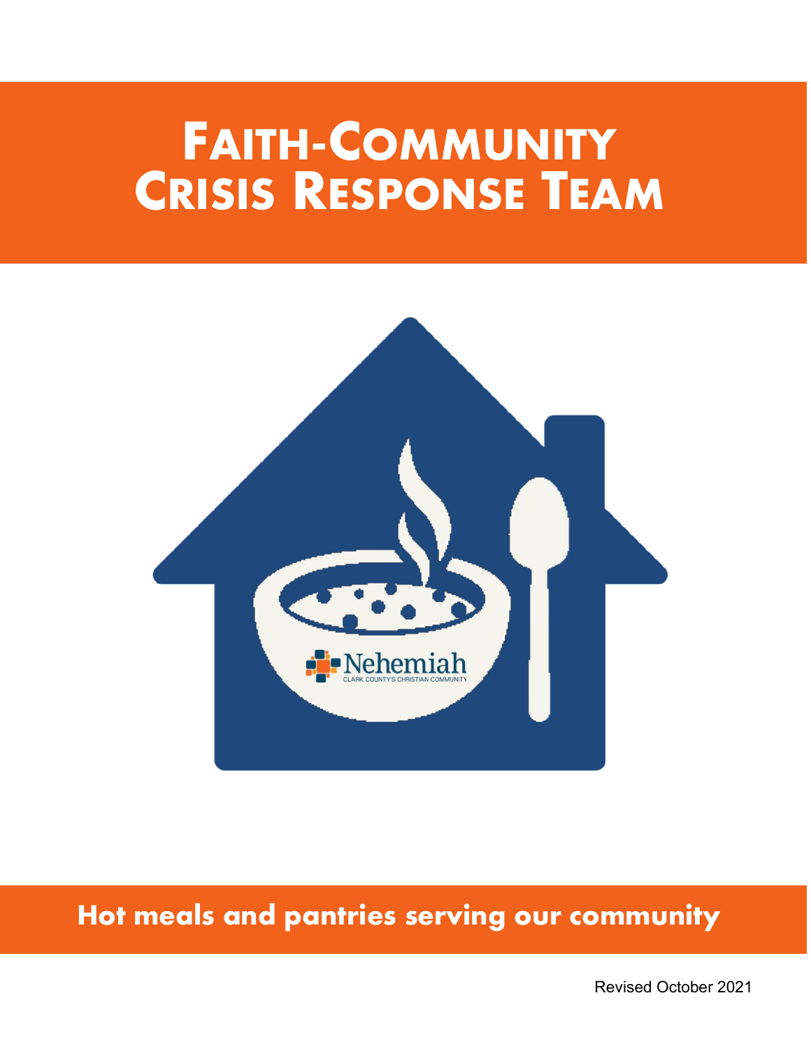# Faith-Community Crisis Response Team

Nehemiah
CLARK COUNTY'S CHRISTIAN COMMUNITY

**Hot meals and pantries serving our community**

Revised October 2021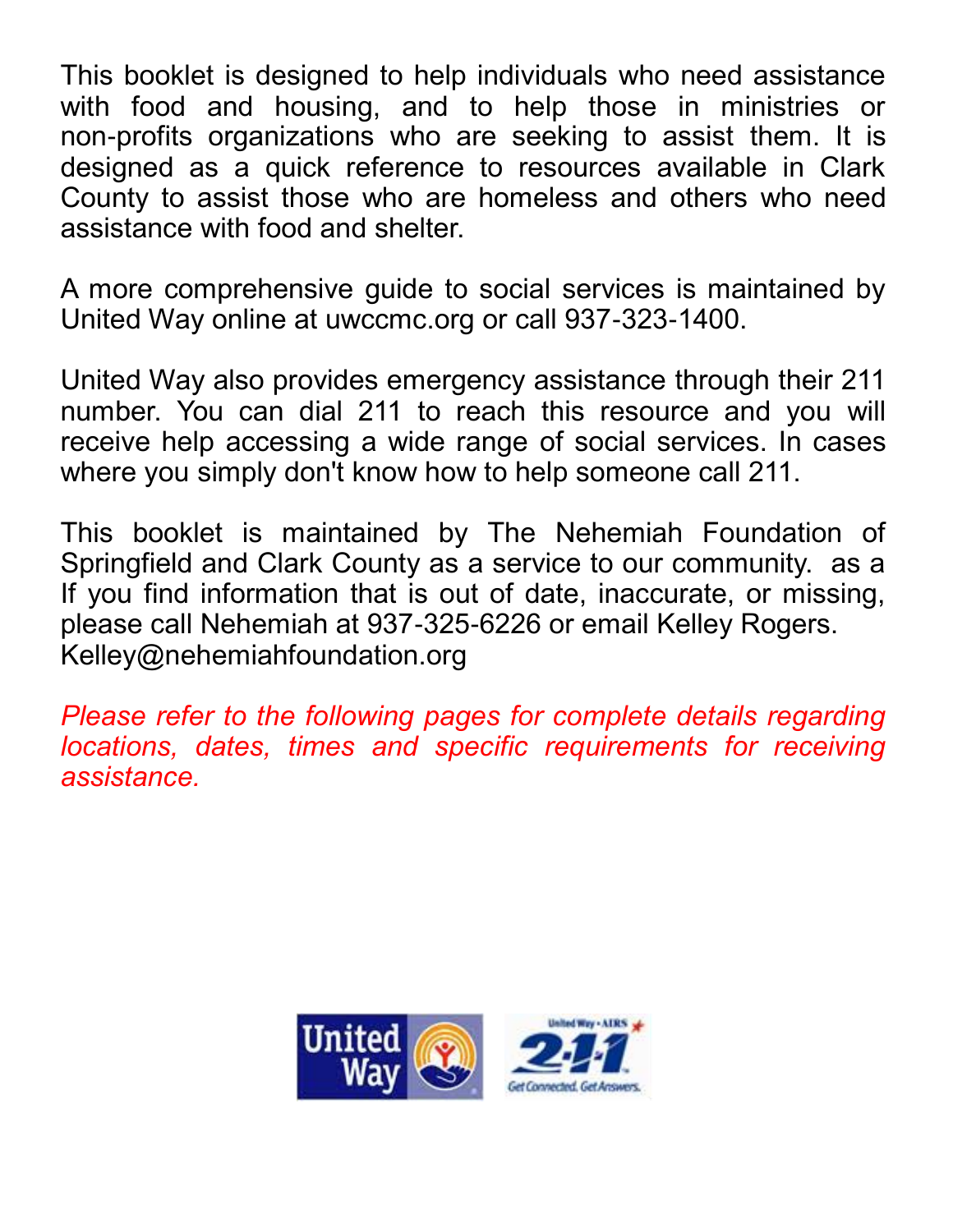This booklet is designed to help individuals who need assistance with food and housing, and to help those in ministries or non-profits organizations who are seeking to assist them. It is designed as a quick reference to resources available in Clark County to assist those who are homeless and others who need assistance with food and shelter.

A more comprehensive guide to social services is maintained by United Way online at uwccmc.org or call 937-323-1400.

United Way also provides emergency assistance through their 211 number. You can dial 211 to reach this resource and you will receive help accessing a wide range of social services. In cases where you simply don't know how to help someone call 211.

This booklet is maintained by The Nehemiah Foundation of Springfield and Clark County as a service to our community. as a If you find information that is out of date, inaccurate, or missing, please call Nehemiah at 937-325-6226 or email Kelley Rogers. Kelley@nehemiahfoundation.org

*Please refer to the following pages for complete details regarding locations, dates, times and specific requirements for receiving assistance.*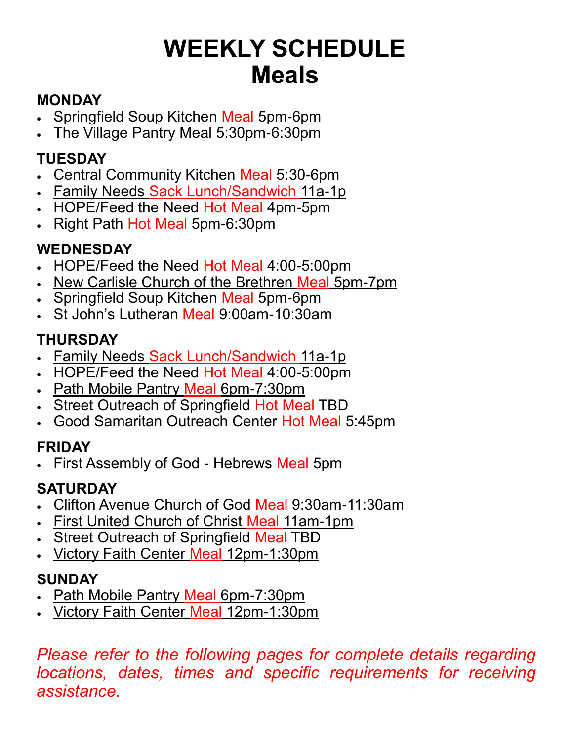# WEEKLY SCHEDULE
# Meals

### MONDAY

- Springfield Soup Kitchen Meal 5pm-6pm
- The Village Pantry Meal 5:30pm-6:30pm

### TUESDAY

- Central Community Kitchen Meal 5:30-6pm
- Family Needs Sack Lunch/Sandwich 11a-1p
- HOPE/Feed the Need Hot Meal 4pm-5pm
- Right Path Hot Meal 5pm-6:30pm

### WEDNESDAY

- HOPE/Feed the Need Hot Meal 4:00-5:00pm
- New Carlisle Church of the Brethren Meal 5pm-7pm
- Springfield Soup Kitchen Meal 5pm-6pm
- St John's Lutheran Meal 9:00am-10:30am

### THURSDAY

- Family Needs Sack Lunch/Sandwich 11a-1p
- HOPE/Feed the Need Hot Meal 4:00-5:00pm
- Path Mobile Pantry Meal 6pm-7:30pm
- Street Outreach of Springfield Hot Meal TBD
- Good Samaritan Outreach Center Hot Meal 5:45pm

### FRIDAY

- First Assembly of God - Hebrews Meal 5pm

### SATURDAY

- Clifton Avenue Church of God Meal 9:30am-11:30am
- First United Church of Christ Meal 11am-1pm
- Street Outreach of Springfield Meal TBD
- Victory Faith Center Meal 12pm-1:30pm

### SUNDAY

- Path Mobile Pantry Meal 6pm-7:30pm
- Victory Faith Center Meal 12pm-1:30pm

*Please refer to the following pages for complete details regarding locations, dates, times and specific requirements for receiving assistance.*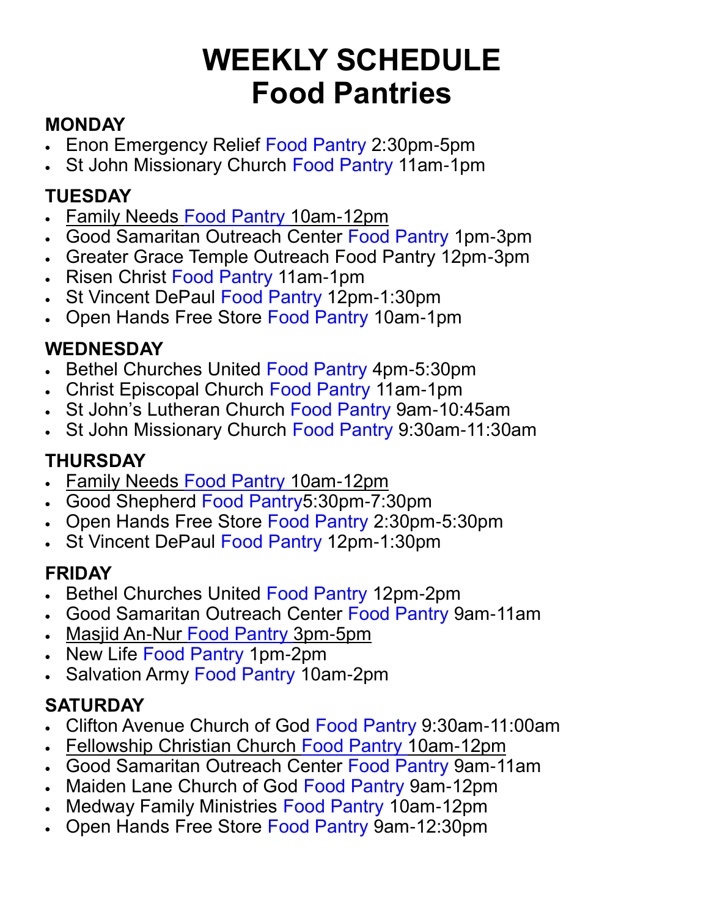# WEEKLY SCHEDULE
# Food Pantries

## MONDAY

- Enon Emergency Relief Food Pantry 2:30pm-5pm
- St John Missionary Church Food Pantry 11am-1pm

## TUESDAY

- Family Needs Food Pantry 10am-12pm
- Good Samaritan Outreach Center Food Pantry 1pm-3pm
- Greater Grace Temple Outreach Food Pantry 12pm-3pm
- Risen Christ Food Pantry 11am-1pm
- St Vincent DePaul Food Pantry 12pm-1:30pm
- Open Hands Free Store Food Pantry 10am-1pm

## WEDNESDAY

- Bethel Churches United Food Pantry 4pm-5:30pm
- Christ Episcopal Church Food Pantry 11am-1pm
- St John's Lutheran Church Food Pantry 9am-10:45am
- St John Missionary Church Food Pantry 9:30am-11:30am

## THURSDAY

- Family Needs Food Pantry 10am-12pm
- Good Shepherd Food Pantry5:30pm-7:30pm
- Open Hands Free Store Food Pantry 2:30pm-5:30pm
- St Vincent DePaul Food Pantry 12pm-1:30pm

## FRIDAY

- Bethel Churches United Food Pantry 12pm-2pm
- Good Samaritan Outreach Center Food Pantry 9am-11am
- Masjid An-Nur Food Pantry 3pm-5pm
- New Life Food Pantry 1pm-2pm
- Salvation Army Food Pantry 10am-2pm

## SATURDAY

- Clifton Avenue Church of God Food Pantry 9:30am-11:00am
- Fellowship Christian Church Food Pantry 10am-12pm
- Good Samaritan Outreach Center Food Pantry 9am-11am
- Maiden Lane Church of God Food Pantry 9am-12pm
- Medway Family Ministries Food Pantry 10am-12pm
- Open Hands Free Store Food Pantry 9am-12:30pm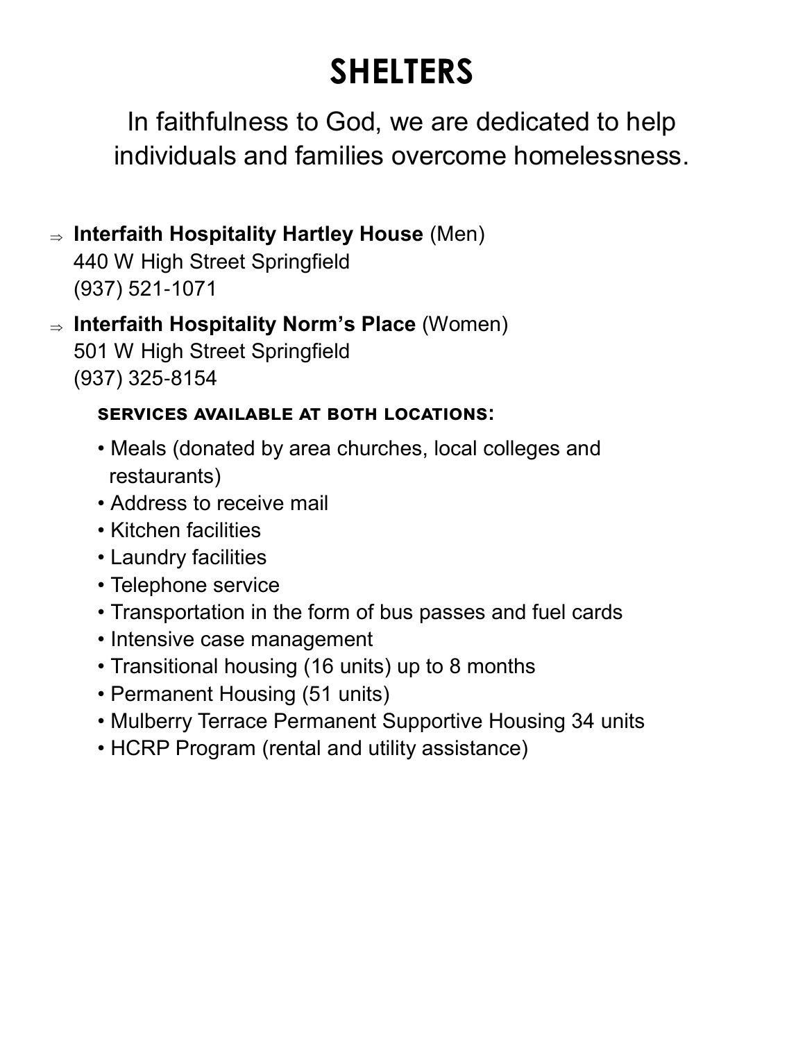# SHELTERS

In faithfulness to God, we are dedicated to help individuals and families overcome homelessness.

⇒ **Interfaith Hospitality Hartley House** (Men)
440 W High Street Springfield
(937) 521-1071

⇒ **Interfaith Hospitality Norm's Place** (Women)
501 W High Street Springfield
(937) 325-8154

**SERVICES AVAILABLE AT BOTH LOCATIONS:**

- Meals (donated by area churches, local colleges and restaurants)
- Address to receive mail
- Kitchen facilities
- Laundry facilities
- Telephone service
- Transportation in the form of bus passes and fuel cards
- Intensive case management
- Transitional housing (16 units) up to 8 months
- Permanent Housing (51 units)
- Mulberry Terrace Permanent Supportive Housing 34 units
- HCRP Program (rental and utility assistance)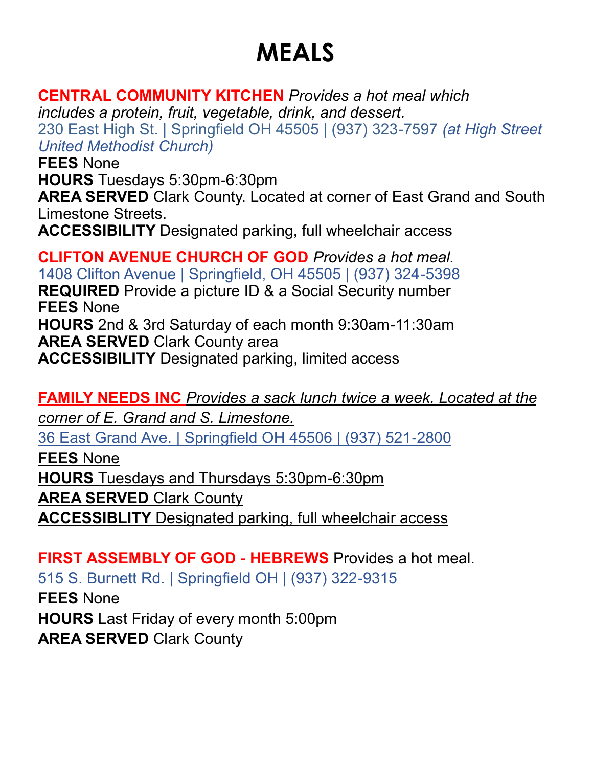# MEALS

**CENTRAL COMMUNITY KITCHEN** *Provides a hot meal which includes a protein, fruit, vegetable, drink, and dessert.*
230 East High St. | Springfield OH 45505 | (937) 323-7597 *(at High Street United Methodist Church)*
**FEES** None
**HOURS** Tuesdays 5:30pm-6:30pm
**AREA SERVED** Clark County. Located at corner of East Grand and South Limestone Streets.
**ACCESSIBILITY** Designated parking, full wheelchair access

**CLIFTON AVENUE CHURCH OF GOD** *Provides a hot meal.*
1408 Clifton Avenue | Springfield, OH 45505 | (937) 324-5398
**REQUIRED** Provide a picture ID & a Social Security number
**FEES** None
**HOURS** 2nd & 3rd Saturday of each month 9:30am-11:30am
**AREA SERVED** Clark County area
**ACCESSIBILITY** Designated parking, limited access

**FAMILY NEEDS INC** *Provides a sack lunch twice a week. Located at the corner of E. Grand and S. Limestone.*
36 East Grand Ave. | Springfield OH 45506 | (937) 521-2800
**FEES** None
**HOURS** Tuesdays and Thursdays 5:30pm-6:30pm
**AREA SERVED** Clark County
**ACCESSIBLITY** Designated parking, full wheelchair access

**FIRST ASSEMBLY OF GOD - HEBREWS** Provides a hot meal.
515 S. Burnett Rd. | Springfield OH | (937) 322-9315
**FEES** None
**HOURS** Last Friday of every month 5:00pm
**AREA SERVED** Clark County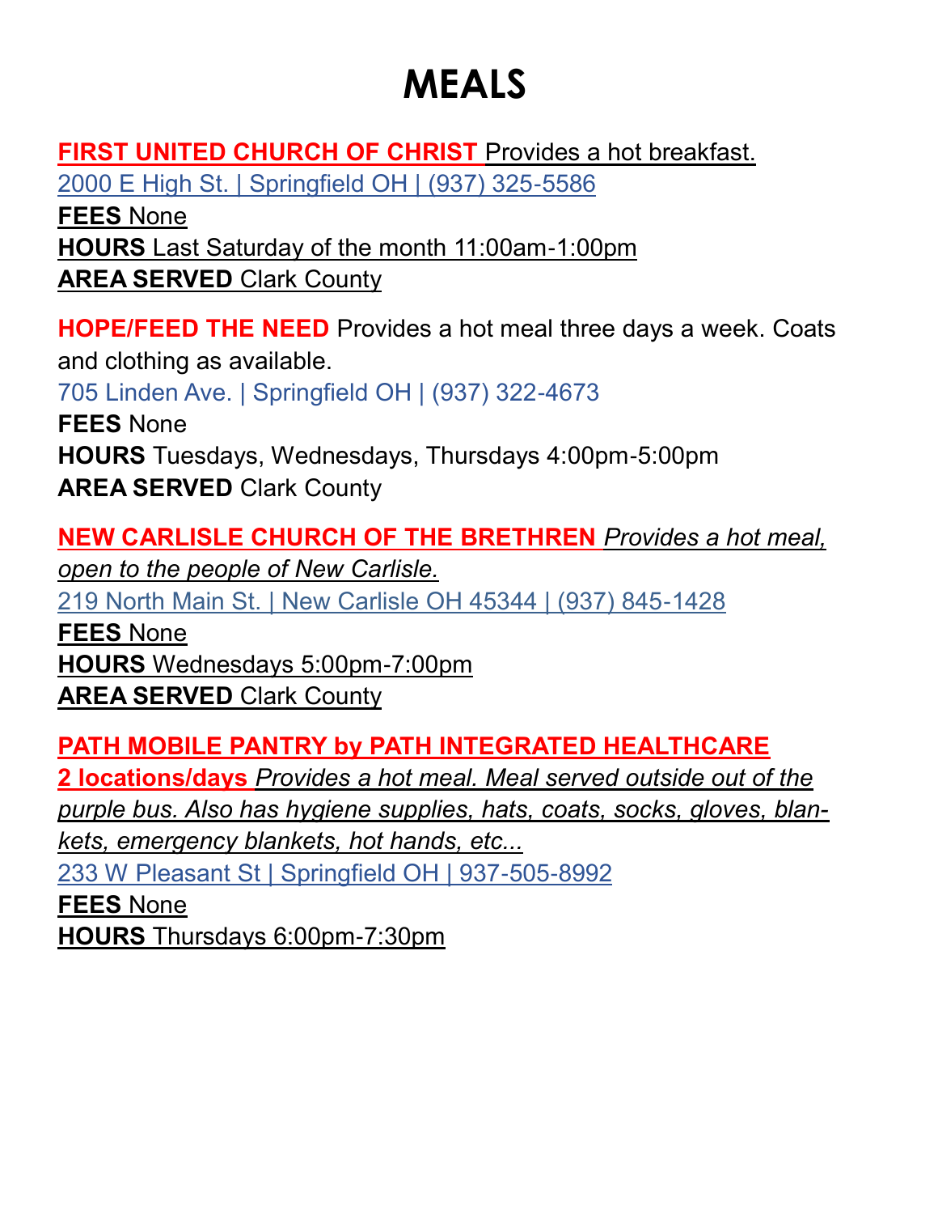# MEALS

**FIRST UNITED CHURCH OF CHRIST** Provides a hot breakfast.
2000 E High St. | Springfield OH | (937) 325-5586
**FEES** None
**HOURS** Last Saturday of the month 11:00am-1:00pm
**AREA SERVED** Clark County

**HOPE/FEED THE NEED** Provides a hot meal three days a week. Coats and clothing as available.
705 Linden Ave. | Springfield OH | (937) 322-4673
**FEES** None
**HOURS** Tuesdays, Wednesdays, Thursdays 4:00pm-5:00pm
**AREA SERVED** Clark County

**NEW CARLISLE CHURCH OF THE BRETHREN** *Provides a hot meal, open to the people of New Carlisle.*
219 North Main St. | New Carlisle OH 45344 | (937) 845-1428
**FEES** None
**HOURS** Wednesdays 5:00pm-7:00pm
**AREA SERVED** Clark County

**PATH MOBILE PANTRY by PATH INTEGRATED HEALTHCARE 2 locations/days** *Provides a hot meal. Meal served outside out of the purple bus. Also has hygiene supplies, hats, coats, socks, gloves, blankets, emergency blankets, hot hands, etc...*
233 W Pleasant St | Springfield OH | 937-505-8992
**FEES** None
**HOURS** Thursdays 6:00pm-7:30pm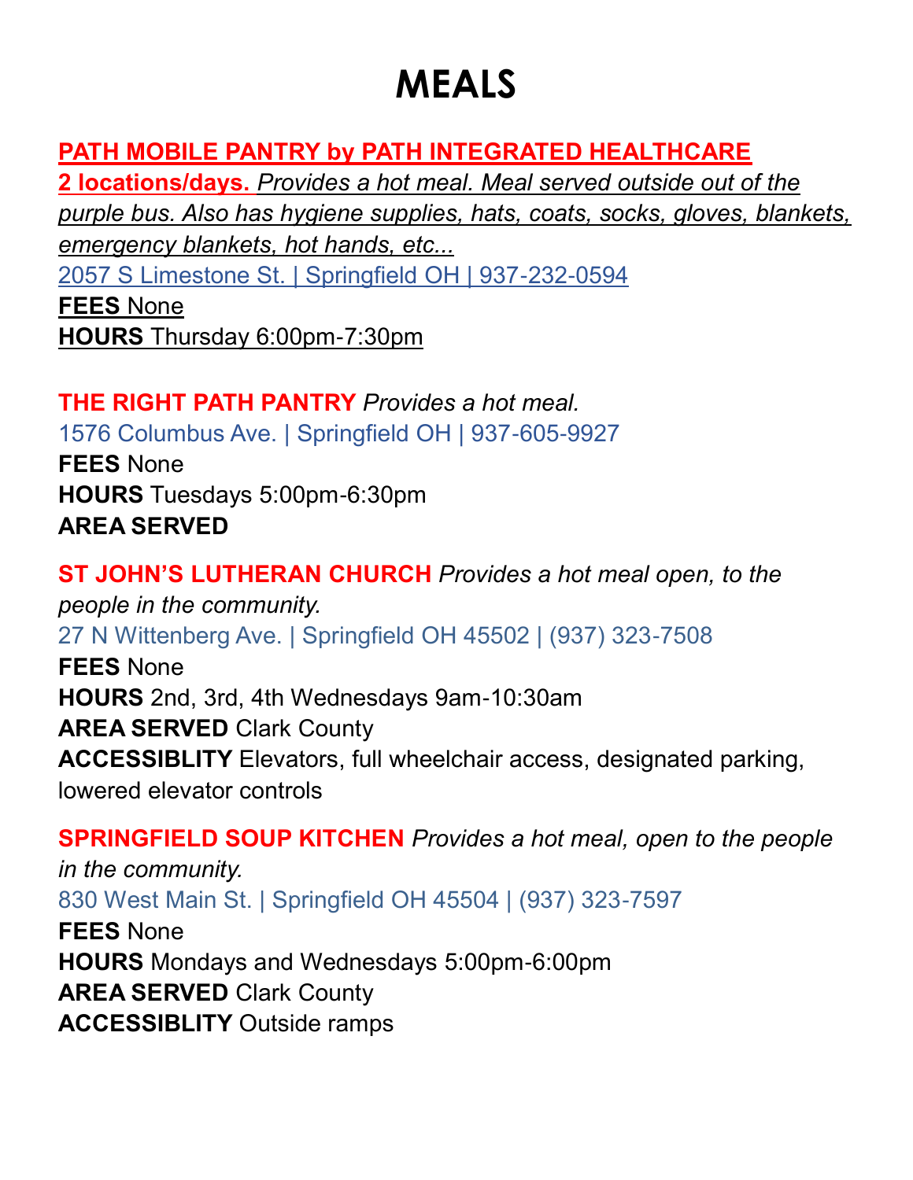# MEALS

**PATH MOBILE PANTRY by PATH INTEGRATED HEALTHCARE**
**2 locations/days.** *Provides a hot meal. Meal served outside out of the purple bus. Also has hygiene supplies, hats, coats, socks, gloves, blankets, emergency blankets, hot hands, etc...*
2057 S Limestone St. | Springfield OH | 937-232-0594
**FEES** None
**HOURS** Thursday 6:00pm-7:30pm

**THE RIGHT PATH PANTRY** *Provides a hot meal.*
1576 Columbus Ave. | Springfield OH | 937-605-9927
**FEES** None
**HOURS** Tuesdays 5:00pm-6:30pm
**AREA SERVED**

**ST JOHN'S LUTHERAN CHURCH** *Provides a hot meal open, to the people in the community.*
27 N Wittenberg Ave. | Springfield OH 45502 | (937) 323-7508
**FEES** None
**HOURS** 2nd, 3rd, 4th Wednesdays 9am-10:30am
**AREA SERVED** Clark County
**ACCESSIBLITY** Elevators, full wheelchair access, designated parking, lowered elevator controls

**SPRINGFIELD SOUP KITCHEN** *Provides a hot meal, open to the people in the community.*
830 West Main St. | Springfield OH 45504 | (937) 323-7597
**FEES** None
**HOURS** Mondays and Wednesdays 5:00pm-6:00pm
**AREA SERVED** Clark County
**ACCESSIBLITY** Outside ramps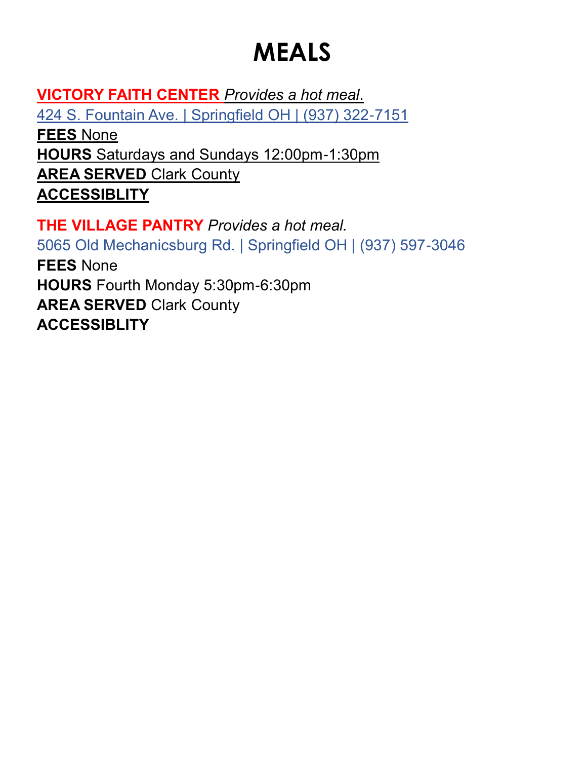# MEALS

**VICTORY FAITH CENTER** *Provides a hot meal*.
424 S. Fountain Ave. | Springfield OH | (937) 322-7151
**FEES** None
**HOURS** Saturdays and Sundays 12:00pm-1:30pm
**AREA SERVED** Clark County
**ACCESSIBLITY**

**THE VILLAGE PANTRY** *Provides a hot meal.*
5065 Old Mechanicsburg Rd. | Springfield OH | (937) 597-3046
**FEES** None
**HOURS** Fourth Monday 5:30pm-6:30pm
**AREA SERVED** Clark County
**ACCESSIBLITY**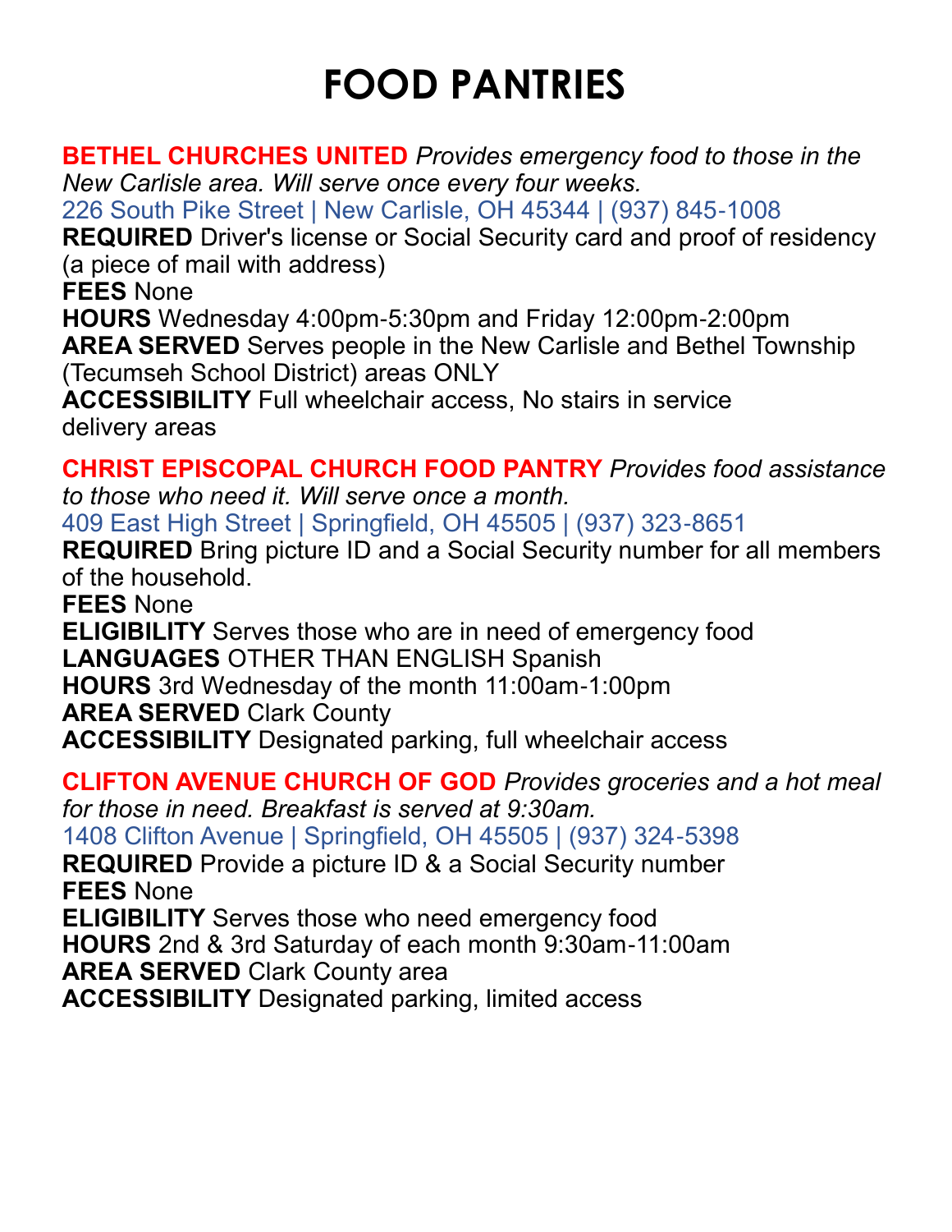# FOOD PANTRIES

**BETHEL CHURCHES UNITED** *Provides emergency food to those in the New Carlisle area. Will serve once every four weeks.*
226 South Pike Street | New Carlisle, OH 45344 | (937) 845-1008
**REQUIRED** Driver's license or Social Security card and proof of residency (a piece of mail with address)
**FEES** None
**HOURS** Wednesday 4:00pm-5:30pm and Friday 12:00pm-2:00pm
**AREA SERVED** Serves people in the New Carlisle and Bethel Township (Tecumseh School District) areas ONLY
**ACCESSIBILITY** Full wheelchair access, No stairs in service delivery areas

**CHRIST EPISCOPAL CHURCH FOOD PANTRY** *Provides food assistance to those who need it. Will serve once a month.*
409 East High Street | Springfield, OH 45505 | (937) 323-8651
**REQUIRED** Bring picture ID and a Social Security number for all members of the household.
**FEES** None
**ELIGIBILITY** Serves those who are in need of emergency food
**LANGUAGES** OTHER THAN ENGLISH Spanish
**HOURS** 3rd Wednesday of the month 11:00am-1:00pm
**AREA SERVED** Clark County
**ACCESSIBILITY** Designated parking, full wheelchair access

**CLIFTON AVENUE CHURCH OF GOD** *Provides groceries and a hot meal for those in need. Breakfast is served at 9:30am.*
1408 Clifton Avenue | Springfield, OH 45505 | (937) 324-5398
**REQUIRED** Provide a picture ID & a Social Security number
**FEES** None
**ELIGIBILITY** Serves those who need emergency food
**HOURS** 2nd & 3rd Saturday of each month 9:30am-11:00am
**AREA SERVED** Clark County area
**ACCESSIBILITY** Designated parking, limited access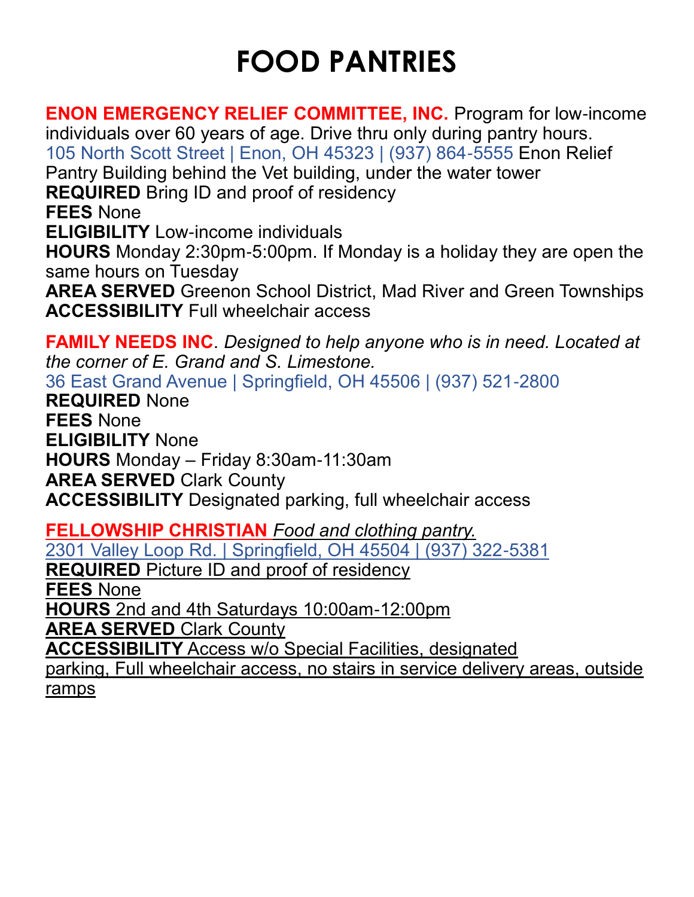# FOOD PANTRIES

**ENON EMERGENCY RELIEF COMMITTEE, INC.** Program for low-income individuals over 60 years of age. Drive thru only during pantry hours.
105 North Scott Street | Enon, OH 45323 | (937) 864-5555 Enon Relief Pantry Building behind the Vet building, under the water tower
**REQUIRED** Bring ID and proof of residency
**FEES** None
**ELIGIBILITY** Low-income individuals
**HOURS** Monday 2:30pm-5:00pm. If Monday is a holiday they are open the same hours on Tuesday
**AREA SERVED** Greenon School District, Mad River and Green Townships
**ACCESSIBILITY** Full wheelchair access

**FAMILY NEEDS INC**. *Designed to help anyone who is in need. Located at the corner of E. Grand and S. Limestone.*
36 East Grand Avenue | Springfield, OH 45506 | (937) 521-2800
**REQUIRED** None
**FEES** None
**ELIGIBILITY** None
**HOURS** Monday – Friday 8:30am-11:30am
**AREA SERVED** Clark County
**ACCESSIBILITY** Designated parking, full wheelchair access

**FELLOWSHIP CHRISTIAN** *Food and clothing pantry.*
2301 Valley Loop Rd. | Springfield, OH 45504 | (937) 322-5381
**REQUIRED** Picture ID and proof of residency
**FEES** None
**HOURS** 2nd and 4th Saturdays 10:00am-12:00pm
**AREA SERVED** Clark County
**ACCESSIBILITY** Access w/o Special Facilities, designated parking, Full wheelchair access, no stairs in service delivery areas, outside ramps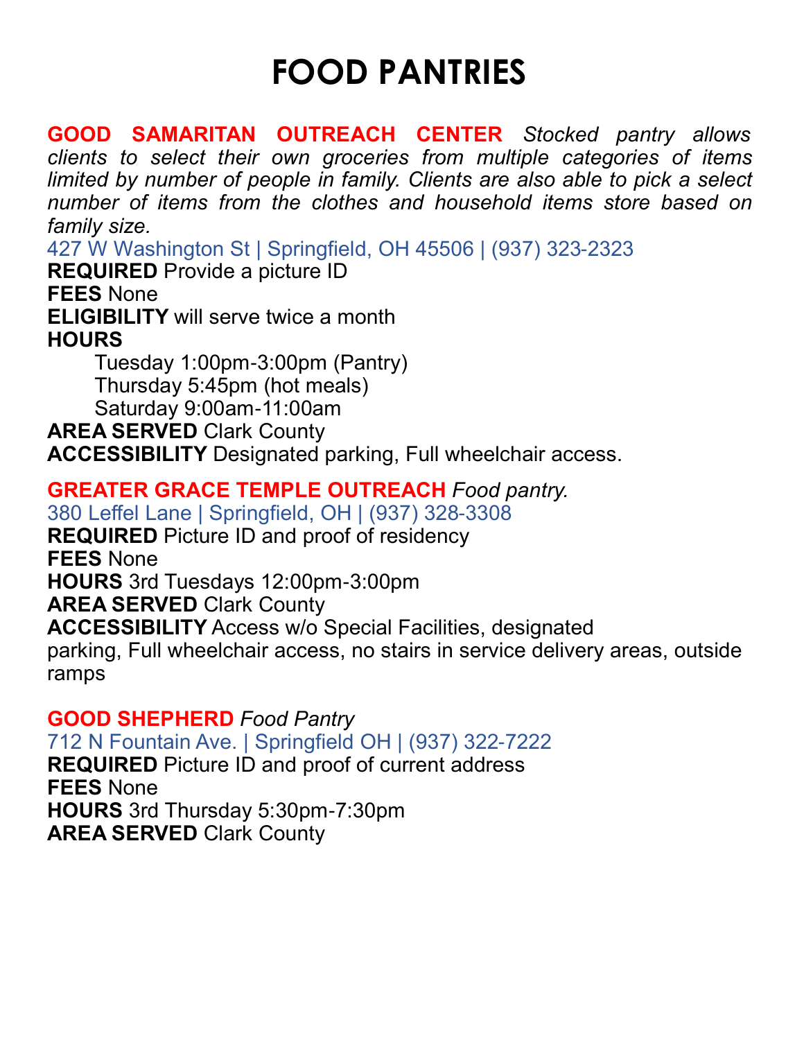# FOOD PANTRIES

**GOOD SAMARITAN OUTREACH CENTER** *Stocked pantry allows clients to select their own groceries from multiple categories of items limited by number of people in family. Clients are also able to pick a select number of items from the clothes and household items store based on family size.*

427 W Washington St | Springfield, OH 45506 | (937) 323-2323

**REQUIRED** Provide a picture ID

**FEES** None

**ELIGIBILITY** will serve twice a month

**HOURS**

Tuesday 1:00pm-3:00pm (Pantry)
Thursday 5:45pm (hot meals)
Saturday 9:00am-11:00am

**AREA SERVED** Clark County

**ACCESSIBILITY** Designated parking, Full wheelchair access.

**GREATER GRACE TEMPLE OUTREACH** *Food pantry.*

380 Leffel Lane | Springfield, OH | (937) 328-3308

**REQUIRED** Picture ID and proof of residency

**FEES** None

**HOURS** 3rd Tuesdays 12:00pm-3:00pm

**AREA SERVED** Clark County

**ACCESSIBILITY** Access w/o Special Facilities, designated parking, Full wheelchair access, no stairs in service delivery areas, outside ramps

**GOOD SHEPHERD** *Food Pantry*

712 N Fountain Ave. | Springfield OH | (937) 322-7222

**REQUIRED** Picture ID and proof of current address

**FEES** None

**HOURS** 3rd Thursday 5:30pm-7:30pm

**AREA SERVED** Clark County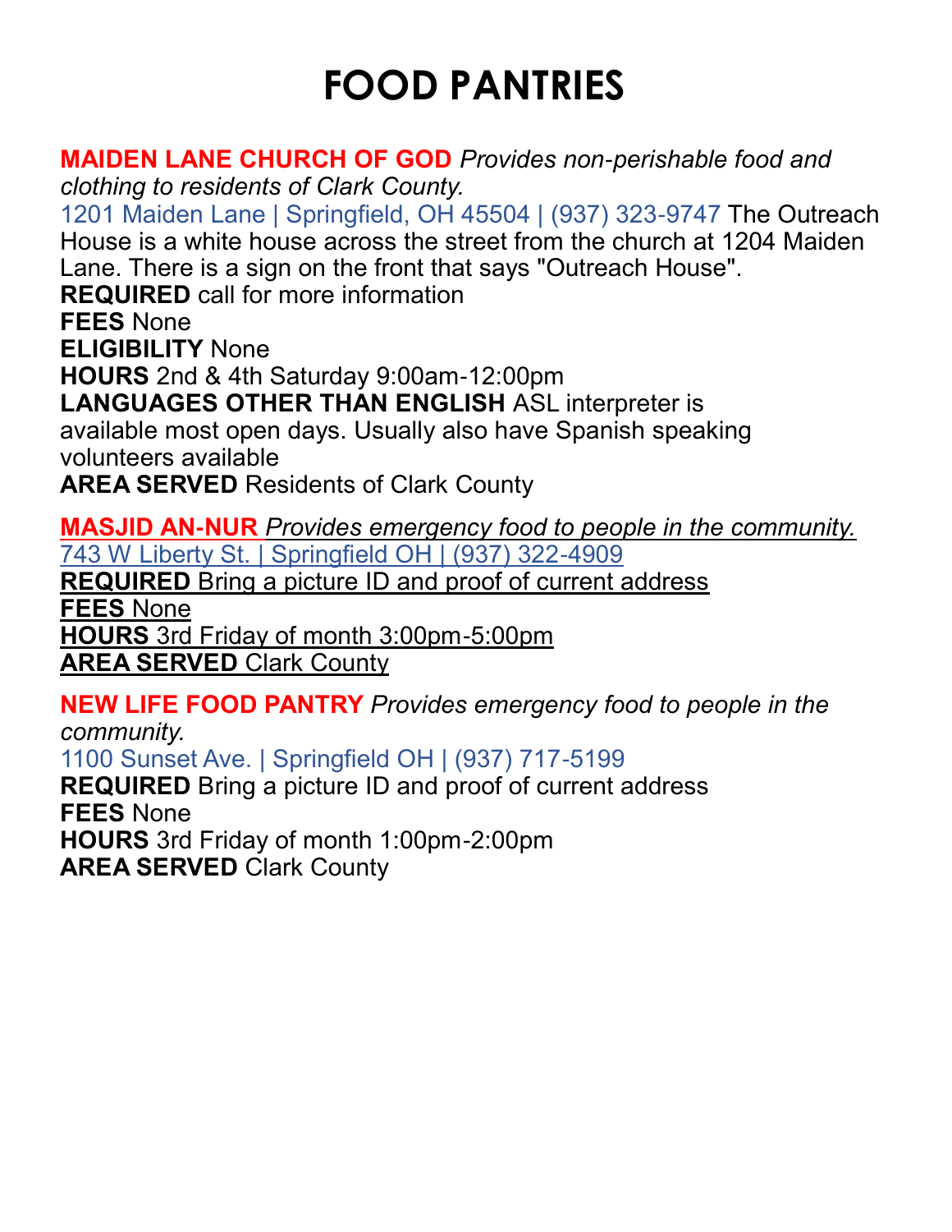# FOOD PANTRIES

**MAIDEN LANE CHURCH OF GOD** *Provides non-perishable food and clothing to residents of Clark County.*
1201 Maiden Lane | Springfield, OH 45504 | (937) 323-9747 The Outreach House is a white house across the street from the church at 1204 Maiden Lane. There is a sign on the front that says "Outreach House".
**REQUIRED** call for more information
**FEES** None
**ELIGIBILITY** None
**HOURS** 2nd & 4th Saturday 9:00am-12:00pm
**LANGUAGES OTHER THAN ENGLISH** ASL interpreter is available most open days. Usually also have Spanish speaking volunteers available
**AREA SERVED** Residents of Clark County

**MASJID AN-NUR** *Provides emergency food to people in the community.*
743 W Liberty St. | Springfield OH | (937) 322-4909
**REQUIRED** Bring a picture ID and proof of current address
**FEES** None
**HOURS** 3rd Friday of month 3:00pm-5:00pm
**AREA SERVED** Clark County

**NEW LIFE FOOD PANTRY** *Provides emergency food to people in the community.*
1100 Sunset Ave. | Springfield OH | (937) 717-5199
**REQUIRED** Bring a picture ID and proof of current address
**FEES** None
**HOURS** 3rd Friday of month 1:00pm-2:00pm
**AREA SERVED** Clark County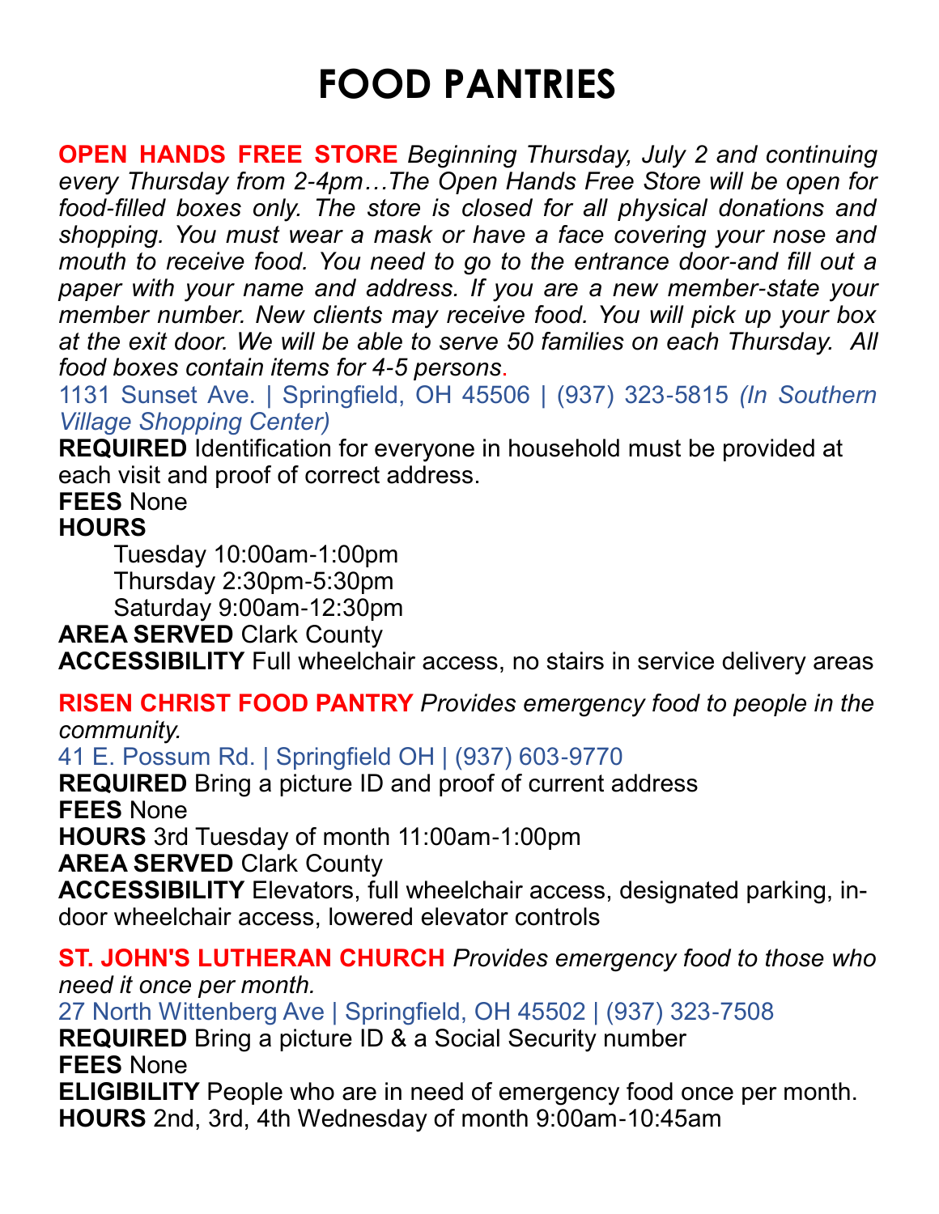# FOOD PANTRIES

**OPEN HANDS FREE STORE** *Beginning Thursday, July 2 and continuing every Thursday from 2-4pm…The Open Hands Free Store will be open for food-filled boxes only. The store is closed for all physical donations and shopping. You must wear a mask or have a face covering your nose and mouth to receive food. You need to go to the entrance door-and fill out a paper with your name and address. If you are a new member-state your member number. New clients may receive food. You will pick up your box at the exit door. We will be able to serve 50 families on each Thursday. All food boxes contain items for 4-5 persons*.

1131 Sunset Ave. | Springfield, OH 45506 | (937) 323-5815 *(In Southern Village Shopping Center)*

**REQUIRED** Identification for everyone in household must be provided at each visit and proof of correct address.

**FEES** None

**HOURS**

- Tuesday 10:00am-1:00pm
- Thursday 2:30pm-5:30pm
- Saturday 9:00am-12:30pm

**AREA SERVED** Clark County

**ACCESSIBILITY** Full wheelchair access, no stairs in service delivery areas

**RISEN CHRIST FOOD PANTRY** *Provides emergency food to people in the community.*

41 E. Possum Rd. | Springfield OH | (937) 603-9770

**REQUIRED** Bring a picture ID and proof of current address

**FEES** None

**HOURS** 3rd Tuesday of month 11:00am-1:00pm

**AREA SERVED** Clark County

**ACCESSIBILITY** Elevators, full wheelchair access, designated parking, in-door wheelchair access, lowered elevator controls

**ST. JOHN'S LUTHERAN CHURCH** *Provides emergency food to those who need it once per month.*

27 North Wittenberg Ave | Springfield, OH 45502 | (937) 323-7508

**REQUIRED** Bring a picture ID & a Social Security number

**FEES** None

**ELIGIBILITY** People who are in need of emergency food once per month.

**HOURS** 2nd, 3rd, 4th Wednesday of month 9:00am-10:45am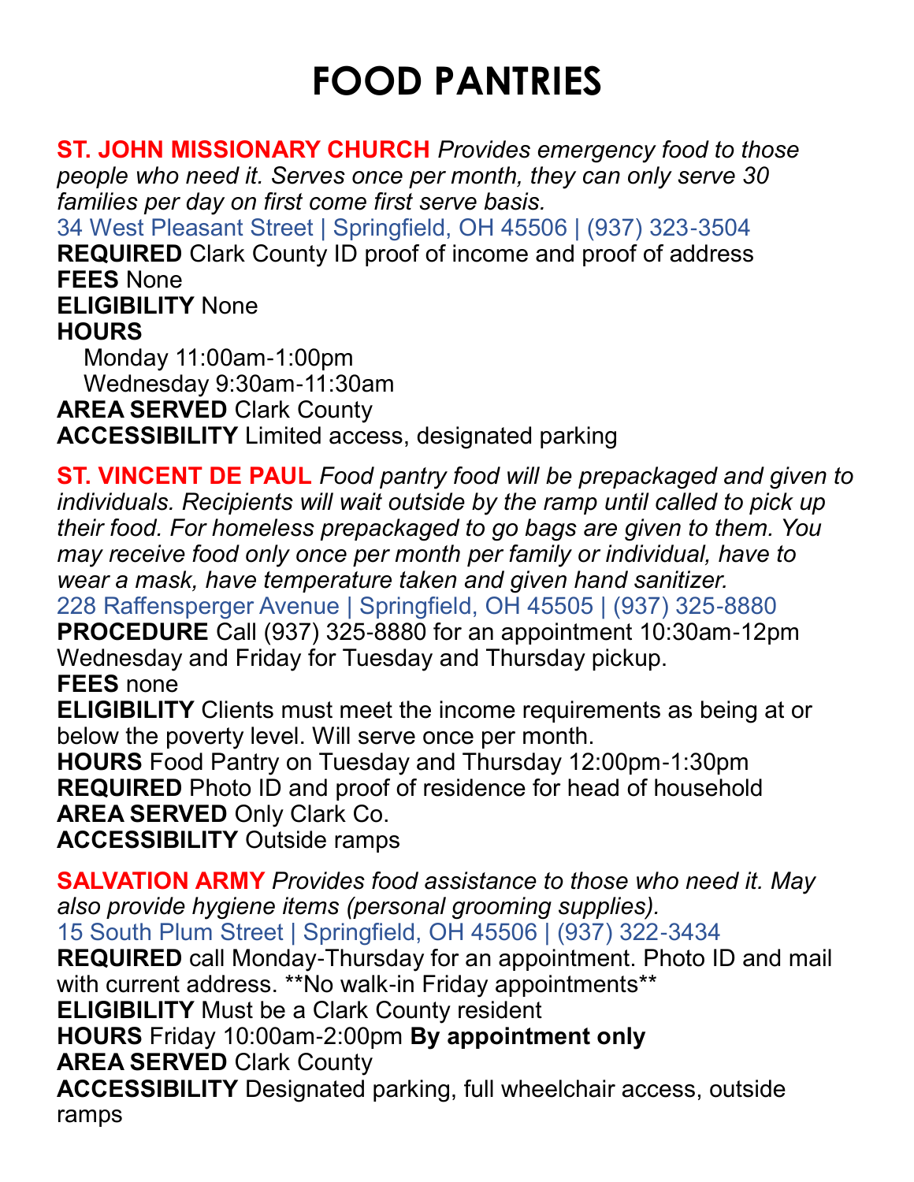# FOOD PANTRIES

**ST. JOHN MISSIONARY CHURCH** *Provides emergency food to those people who need it. Serves once per month, they can only serve 30 families per day on first come first serve basis.*

34 West Pleasant Street | Springfield, OH 45506 | (937) 323-3504

**REQUIRED** Clark County ID proof of income and proof of address

**FEES** None

**ELIGIBILITY** None

**HOURS**

- Monday 11:00am-1:00pm
- Wednesday 9:30am-11:30am

**AREA SERVED** Clark County

**ACCESSIBILITY** Limited access, designated parking

**ST. VINCENT DE PAUL** *Food pantry food will be prepackaged and given to individuals. Recipients will wait outside by the ramp until called to pick up their food. For homeless prepackaged to go bags are given to them. You may receive food only once per month per family or individual, have to wear a mask, have temperature taken and given hand sanitizer.*

228 Raffensperger Avenue | Springfield, OH 45505 | (937) 325-8880

**PROCEDURE** Call (937) 325-8880 for an appointment 10:30am-12pm Wednesday and Friday for Tuesday and Thursday pickup.

**FEES** none

**ELIGIBILITY** Clients must meet the income requirements as being at or below the poverty level. Will serve once per month.

**HOURS** Food Pantry on Tuesday and Thursday 12:00pm-1:30pm

**REQUIRED** Photo ID and proof of residence for head of household

**AREA SERVED** Only Clark Co.

**ACCESSIBILITY** Outside ramps

**SALVATION ARMY** *Provides food assistance to those who need it. May also provide hygiene items (personal grooming supplies).*

15 South Plum Street | Springfield, OH 45506 | (937) 322-3434

**REQUIRED** call Monday-Thursday for an appointment. Photo ID and mail with current address. **No walk-in Friday appointments**

**ELIGIBILITY** Must be a Clark County resident

**HOURS** Friday 10:00am-2:00pm **By appointment only**

**AREA SERVED** Clark County

**ACCESSIBILITY** Designated parking, full wheelchair access, outside ramps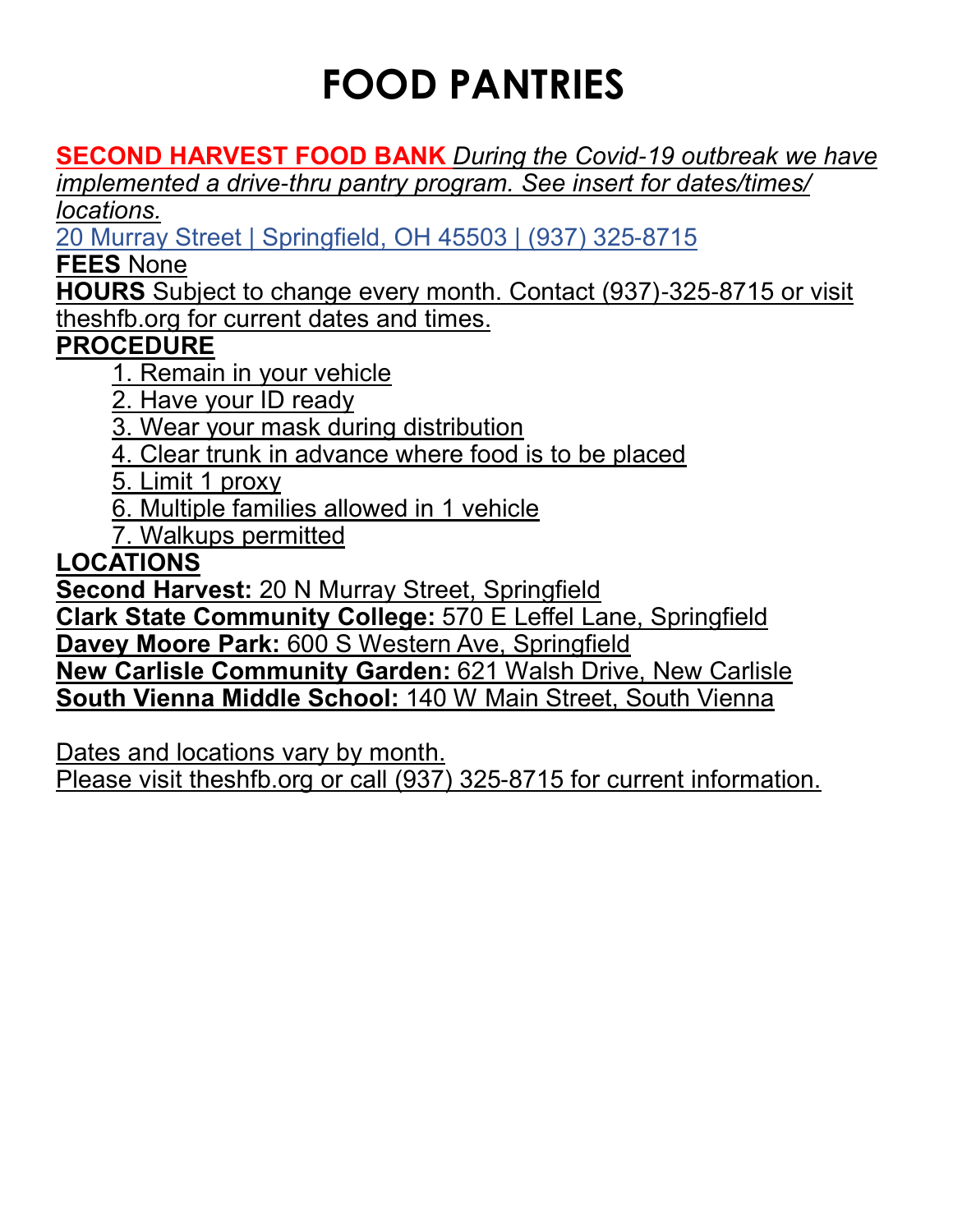# FOOD PANTRIES

**SECOND HARVEST FOOD BANK** *During the Covid-19 outbreak we have implemented a drive-thru pantry program. See insert for dates/times/ locations.*

20 Murray Street | Springfield, OH 45503 | (937) 325-8715

**FEES** None

**HOURS** Subject to change every month. Contact (937)-325-8715 or visit theshfb.org for current dates and times.

**PROCEDURE**

1. Remain in your vehicle
2. Have your ID ready
3. Wear your mask during distribution
4. Clear trunk in advance where food is to be placed
5. Limit 1 proxy
6. Multiple families allowed in 1 vehicle
7. Walkups permitted

**LOCATIONS**

**Second Harvest:** 20 N Murray Street, Springfield
**Clark State Community College:** 570 E Leffel Lane, Springfield
**Davey Moore Park:** 600 S Western Ave, Springfield
**New Carlisle Community Garden:** 621 Walsh Drive, New Carlisle
**South Vienna Middle School:** 140 W Main Street, South Vienna

Dates and locations vary by month.
Please visit theshfb.org or call (937) 325-8715 for current information.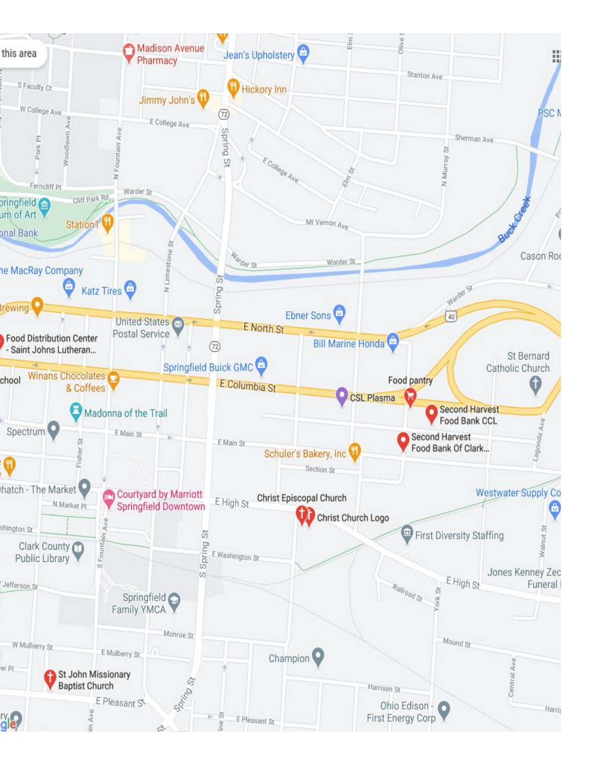this area

Madison Avenue Pharmacy

Jean's Upholstery

Hickory Inn

Jimmy John's

Stanton Ave

S Faculty Ct

W College Ave

E College Ave

72

Spring St

Sherman Ave

PSC M

Park Pl

Woodlawn Ave

N Fountain Ave

E College Ave

Elm St

N Murray St

Elm St

Olive St

Ferncliff Pl

Cliff Park Rd

Warder St

Mt Vernon Ave

Springfield Museum of Art

Station 1

onal Bank

N Limestone St

Buck Creek

Cason Roa

Warder St

Warder St

he MacRay Company

Katz Tires

Spring St

Brewing

Ebner Sons

Warder St

40

United States Postal Service

E North St

Bill Marine Honda

Food Distribution Center - Saint Johns Lutheran...

72

Springfield Buick GMC

St Bernard Catholic Church

chool

Winans Chocolates & Coffees

E Columbia St

Food pantry

CSL Plasma

Second Harvest Food Bank CCL

Madonna of the Trail

Spectrum

E Main St

E Main St

Second Harvest Food Bank Of Clark...

Lagonda Ave

Fisher St

Schuler's Bakery, Inc

Section St

hatch - The Market

N Market Pl

Courtyard by Marriott Springfield Downtown

E High St

Christ Episcopal Church

Christ Church Logo

Westwater Supply Co

shington St

S Fountain Ave

First Diversity Staffing

Walnut St

Clark County Public Library

S Spring St

E Washington St

Jones Kenney Zec Funeral H

Jefferson St

Railroad St

E High St

York St

Springfield Family YMCA

Monroe St

W Mulberry St

E Mulberry St

Mound St

Champion

er Pl

St John Missionary Baptist Church

Harrison St

Central Ave

E Pleasant St

Spring St

Ohio Edison - First Energy Corp

Harris

E Pleasant St